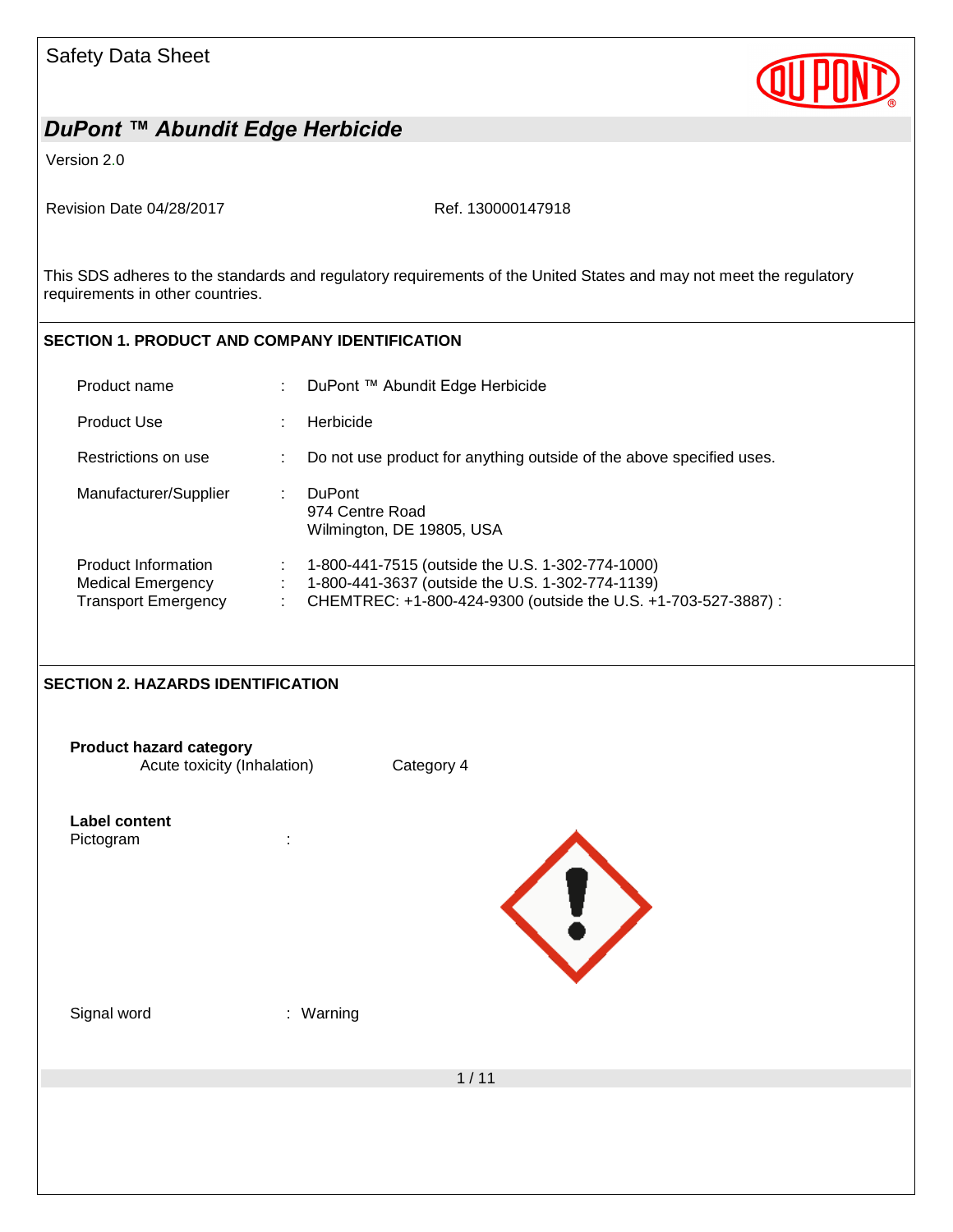Safety Data Sheet

# DuPont ™ Abundit Edge Herbicide

Version 2.0

Revision Date 04/28/2017 Ref. 130000147918

This SDS adheres to the standards and regulatory requirements of the United States and may not meet the regulatory requirements in other countries.

## SECTION 1. PRODUCT AND COMPANY IDENTIFICATION

| | | |
|---|---|---|
| Product name | : | DuPont ™ Abundit Edge Herbicide |
| Product Use | : | Herbicide |
| Restrictions on use | : | Do not use product for anything outside of the above specified uses. |
| Manufacturer/Supplier | : | DuPont<br>974 Centre Road<br>Wilmington, DE 19805, USA |
| Product Information | : | 1-800-441-7515 (outside the U.S. 1-302-774-1000) |
| Medical Emergency | : | 1-800-441-3637 (outside the U.S. 1-302-774-1139) |
| Transport Emergency | : | CHEMTREC: +1-800-424-9300 (outside the U.S. +1-703-527-3887) : |

## SECTION 2. HAZARDS IDENTIFICATION

**Product hazard category**

| | |
|---|---|
| Acute toxicity (Inhalation) | Category 4 |

**Label content**

Pictogram :

Signal word : Warning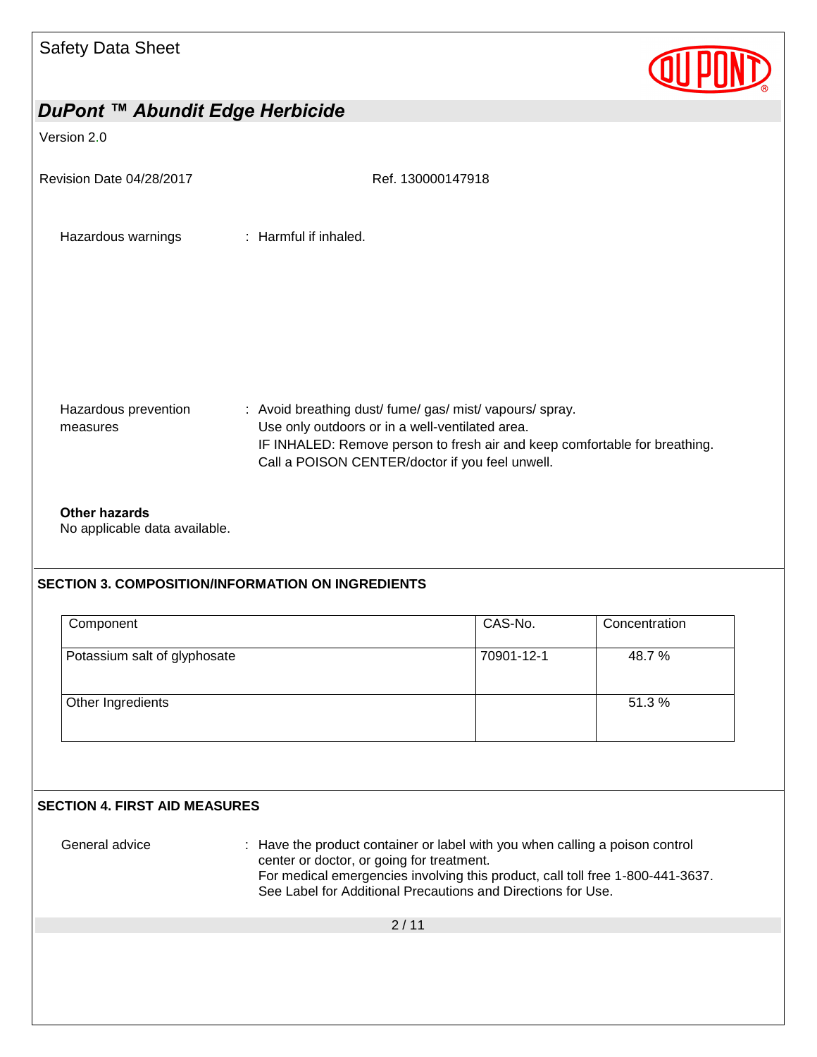Hazardous warnings : Harmful if inhaled.

Hazardous prevention measures : Avoid breathing dust/ fume/ gas/ mist/ vapours/ spray.
Use only outdoors or in a well-ventilated area.
IF INHALED: Remove person to fresh air and keep comfortable for breathing.
Call a POISON CENTER/doctor if you feel unwell.

**Other hazards**
No applicable data available.

## SECTION 3. COMPOSITION/INFORMATION ON INGREDIENTS

| Component | CAS-No. | Concentration |
|---|---|---|
| Potassium salt of glyphosate | 70901-12-1 | 48.7 % |
| Other Ingredients | | 51.3 % |

## SECTION 4. FIRST AID MEASURES

General advice : Have the product container or label with you when calling a poison control center or doctor, or going for treatment.
For medical emergencies involving this product, call toll free 1-800-441-3637.
See Label for Additional Precautions and Directions for Use.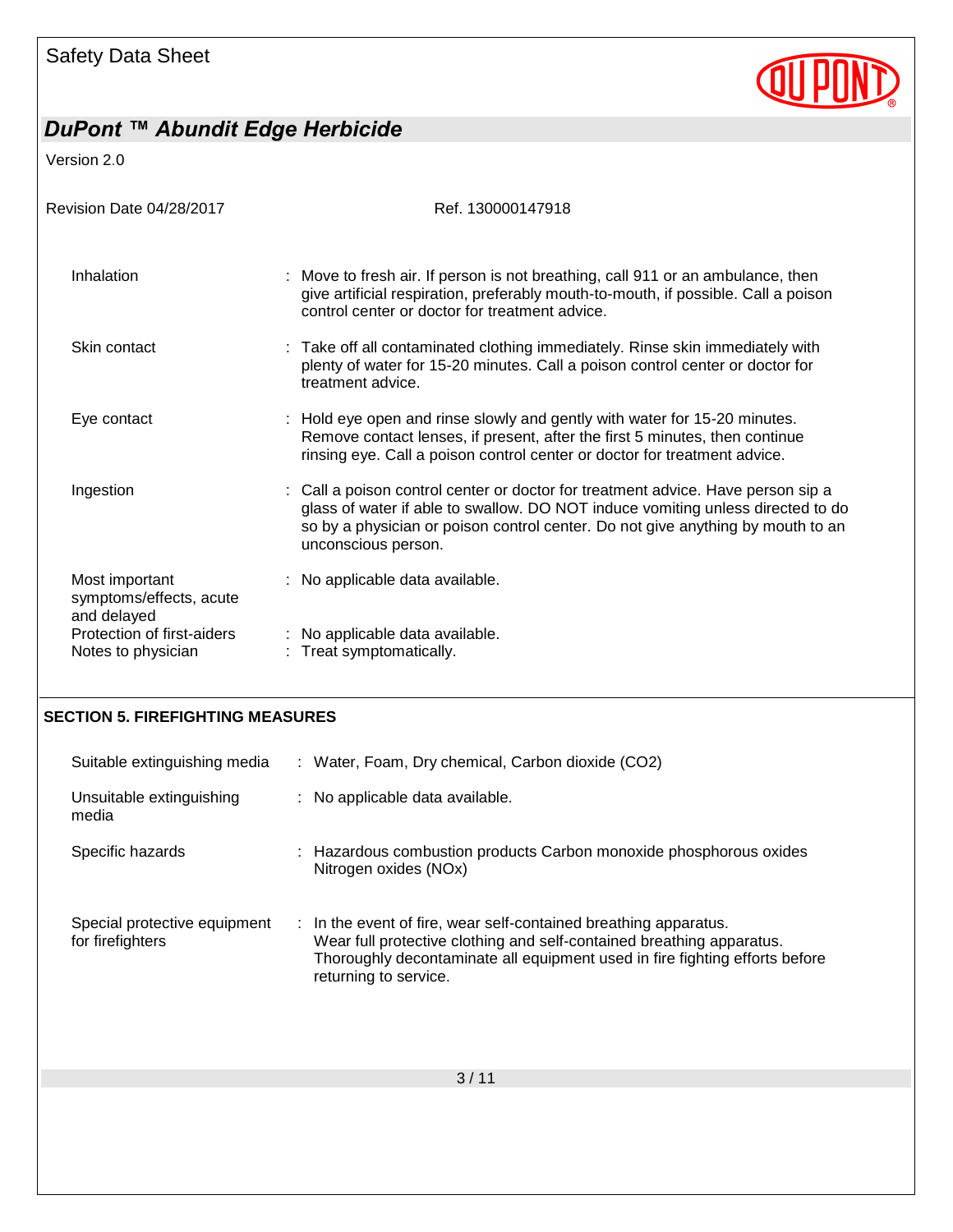| | |
|---|---|
| Inhalation | : Move to fresh air. If person is not breathing, call 911 or an ambulance, then give artificial respiration, preferably mouth-to-mouth, if possible. Call a poison control center or doctor for treatment advice. |
| Skin contact | : Take off all contaminated clothing immediately. Rinse skin immediately with plenty of water for 15-20 minutes. Call a poison control center or doctor for treatment advice. |
| Eye contact | : Hold eye open and rinse slowly and gently with water for 15-20 minutes. Remove contact lenses, if present, after the first 5 minutes, then continue rinsing eye. Call a poison control center or doctor for treatment advice. |
| Ingestion | : Call a poison control center or doctor for treatment advice. Have person sip a glass of water if able to swallow. DO NOT induce vomiting unless directed to do so by a physician or poison control center. Do not give anything by mouth to an unconscious person. |
| Most important symptoms/effects, acute and delayed | : No applicable data available. |
| Protection of first-aiders | : No applicable data available. |
| Notes to physician | : Treat symptomatically. |

## SECTION 5. FIREFIGHTING MEASURES

| | |
|---|---|
| Suitable extinguishing media | : Water, Foam, Dry chemical, Carbon dioxide ($CO_2$) |
| Unsuitable extinguishing media | : No applicable data available. |
| Specific hazards | : Hazardous combustion products Carbon monoxide phosphorous oxides Nitrogen oxides ($NO_x$) |
| Special protective equipment for firefighters | : In the event of fire, wear self-contained breathing apparatus. Wear full protective clothing and self-contained breathing apparatus. Thoroughly decontaminate all equipment used in fire fighting efforts before returning to service. |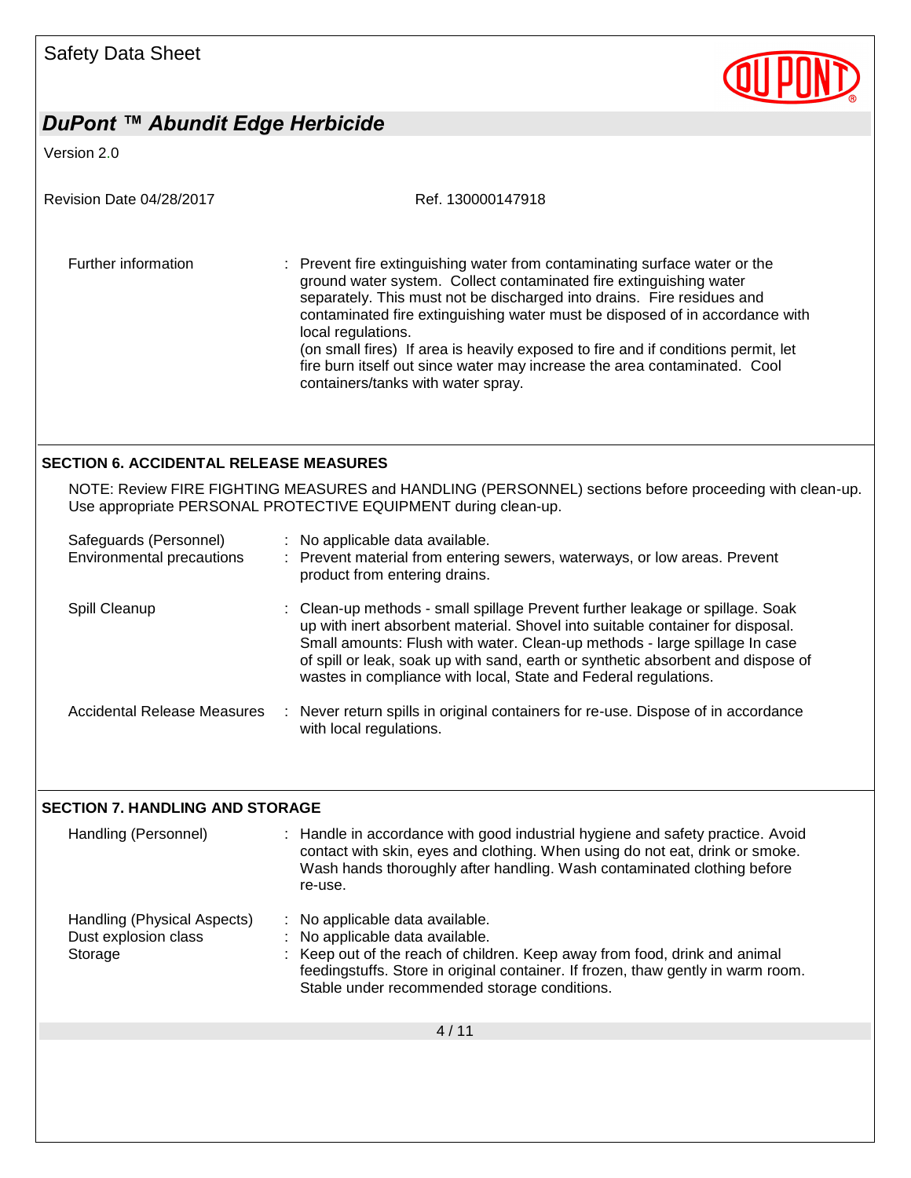| | |
|---|---|
| Further information | : Prevent fire extinguishing water from contaminating surface water or the ground water system. Collect contaminated fire extinguishing water separately. This must not be discharged into drains. Fire residues and contaminated fire extinguishing water must be disposed of in accordance with local regulations. (on small fires) If area is heavily exposed to fire and if conditions permit, let fire burn itself out since water may increase the area contaminated. Cool containers/tanks with water spray. |

## SECTION 6. ACCIDENTAL RELEASE MEASURES

NOTE: Review FIRE FIGHTING MEASURES and HANDLING (PERSONNEL) sections before proceeding with clean-up. Use appropriate PERSONAL PROTECTIVE EQUIPMENT during clean-up.

| | |
|---|---|
| Safeguards (Personnel) | : No applicable data available. |
| Environmental precautions | : Prevent material from entering sewers, waterways, or low areas. Prevent product from entering drains. |
| Spill Cleanup | : Clean-up methods - small spillage Prevent further leakage or spillage. Soak up with inert absorbent material. Shovel into suitable container for disposal. Small amounts: Flush with water. Clean-up methods - large spillage In case of spill or leak, soak up with sand, earth or synthetic absorbent and dispose of wastes in compliance with local, State and Federal regulations. |
| Accidental Release Measures | : Never return spills in original containers for re-use. Dispose of in accordance with local regulations. |

## SECTION 7. HANDLING AND STORAGE

| | |
|---|---|
| Handling (Personnel) | : Handle in accordance with good industrial hygiene and safety practice. Avoid contact with skin, eyes and clothing. When using do not eat, drink or smoke. Wash hands thoroughly after handling. Wash contaminated clothing before re-use. |
| Handling (Physical Aspects) | : No applicable data available. |
| Dust explosion class | : No applicable data available. |
| Storage | : Keep out of the reach of children. Keep away from food, drink and animal feedingstuffs. Store in original container. If frozen, thaw gently in warm room. Stable under recommended storage conditions. |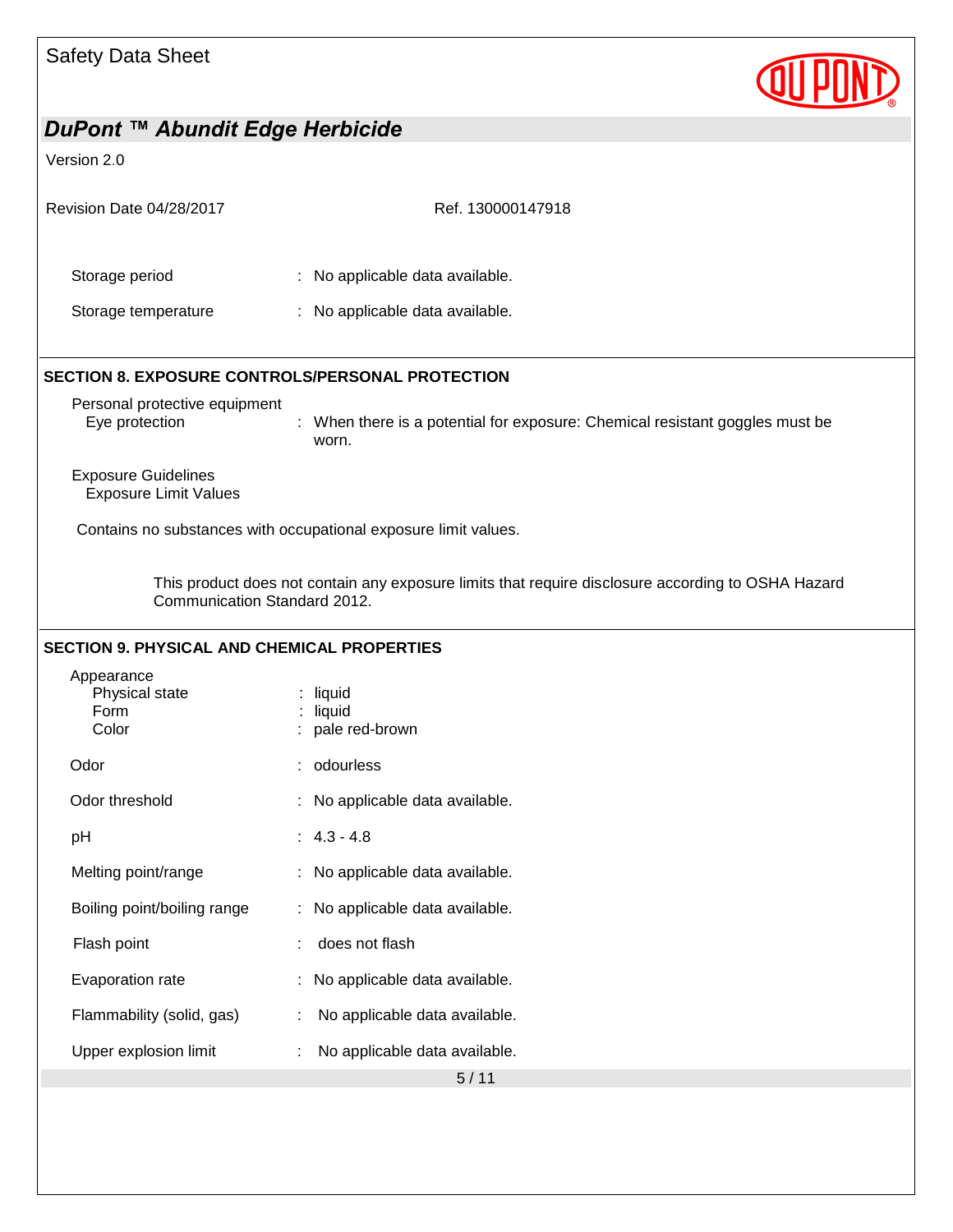Storage period : No applicable data available.

Storage temperature : No applicable data available.

## SECTION 8. EXPOSURE CONTROLS/PERSONAL PROTECTION

Personal protective equipment

Eye protection : When there is a potential for exposure: Chemical resistant goggles must be worn.

Exposure Guidelines

Exposure Limit Values

Contains no substances with occupational exposure limit values.

This product does not contain any exposure limits that require disclosure according to OSHA Hazard Communication Standard 2012.

## SECTION 9. PHYSICAL AND CHEMICAL PROPERTIES

Appearance

Physical state : liquid

Form : liquid

Color : pale red-brown

Odor : odourless

Odor threshold : No applicable data available.

pH : 4.3 - 4.8

Melting point/range : No applicable data available.

Boiling point/boiling range : No applicable data available.

Flash point : does not flash

Evaporation rate : No applicable data available.

Flammability (solid, gas) : No applicable data available.

Upper explosion limit : No applicable data available.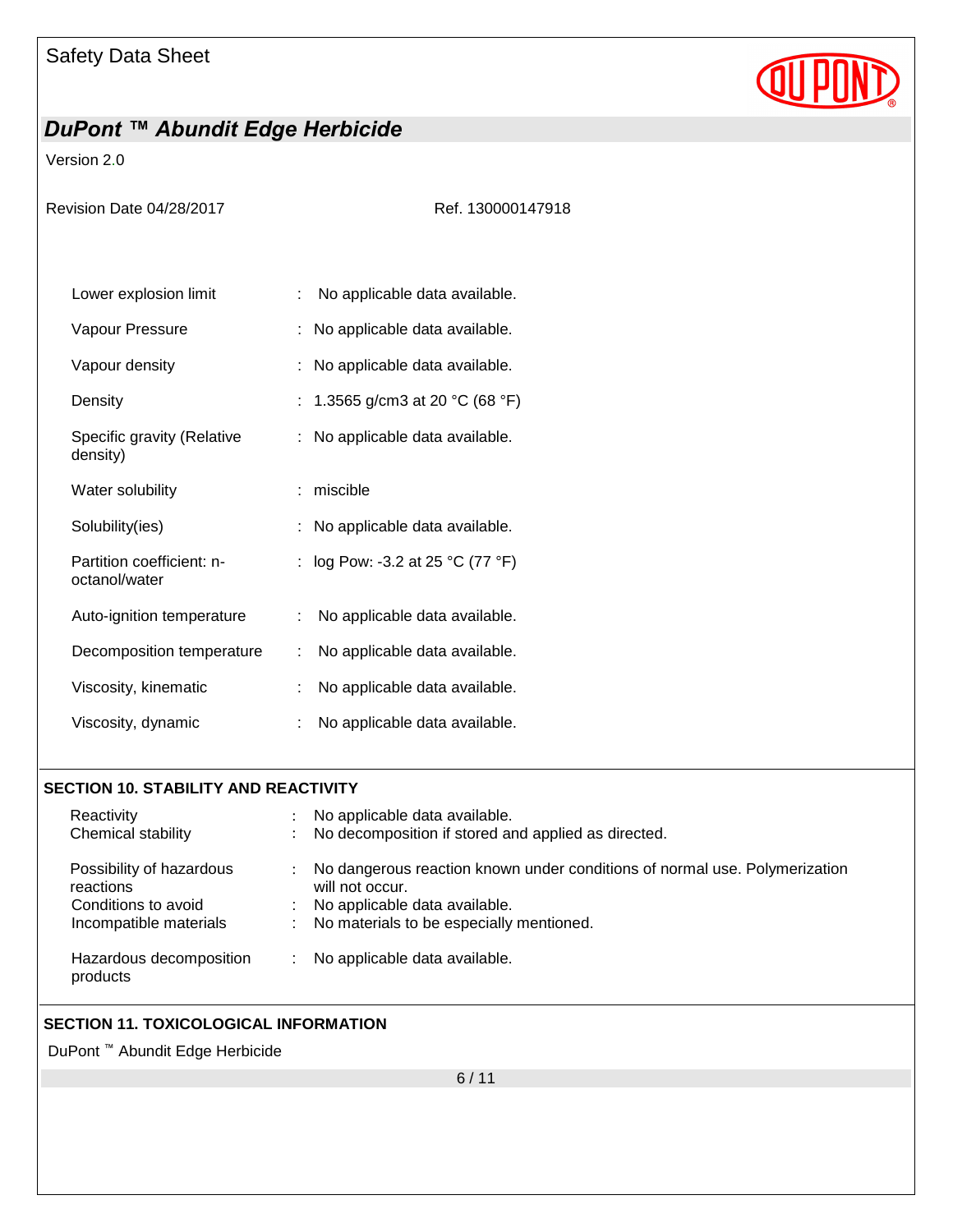| | | |
|---|---|---|
| Lower explosion limit | : | No applicable data available. |
| Vapour Pressure | : | No applicable data available. |
| Vapour density | : | No applicable data available. |
| Density | : | 1.3565 g/cm3 at 20 °C (68 °F) |
| Specific gravity (Relative density) | : | No applicable data available. |
| Water solubility | : | miscible |
| Solubility(ies) | : | No applicable data available. |
| Partition coefficient: n-octanol/water | : | log Pow: -3.2 at 25 °C (77 °F) |
| Auto-ignition temperature | : | No applicable data available. |
| Decomposition temperature | : | No applicable data available. |
| Viscosity, kinematic | : | No applicable data available. |
| Viscosity, dynamic | : | No applicable data available. |

## SECTION 10. STABILITY AND REACTIVITY

| | | |
|---|---|---|
| Reactivity | : | No applicable data available. |
| Chemical stability | : | No decomposition if stored and applied as directed. |
| Possibility of hazardous reactions | : | No dangerous reaction known under conditions of normal use. Polymerization will not occur. |
| Conditions to avoid | : | No applicable data available. |
| Incompatible materials | : | No materials to be especially mentioned. |
| Hazardous decomposition products | : | No applicable data available. |

## SECTION 11. TOXICOLOGICAL INFORMATION

DuPont ™ Abundit Edge Herbicide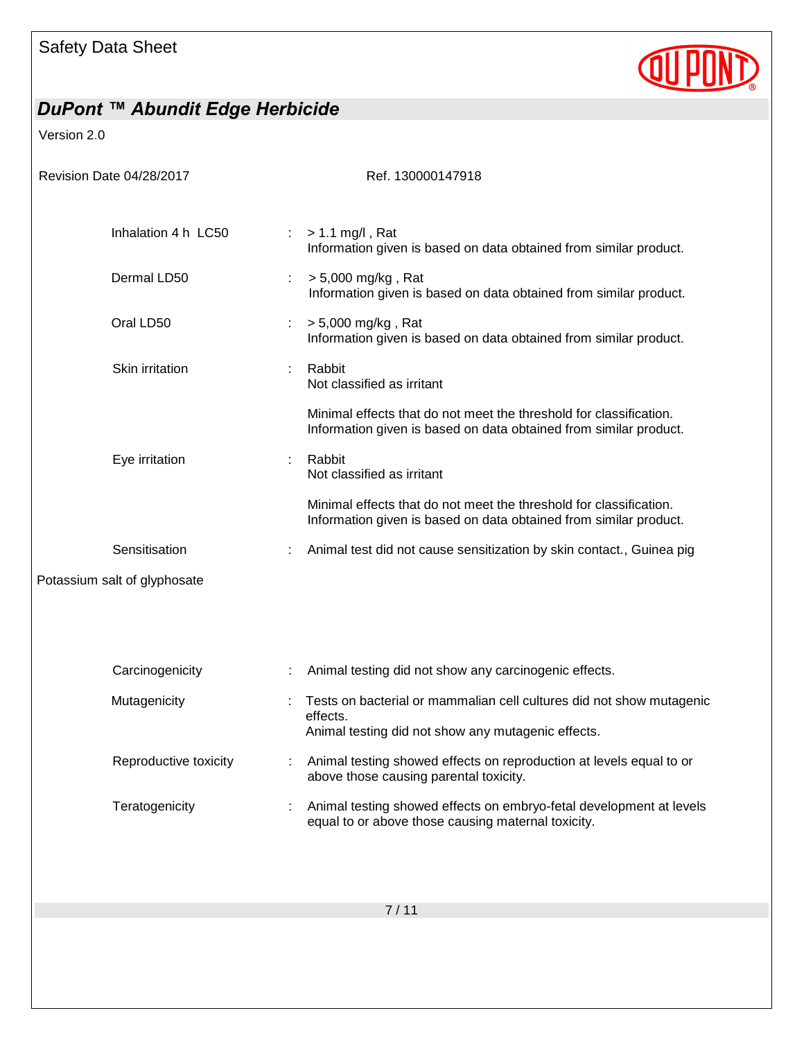| | | |
|---|---|---|
| Inhalation 4 h LC50 | : | > 1.1 mg/l , Rat<br>Information given is based on data obtained from similar product. |
| Dermal LD50 | : | > 5,000 mg/kg , Rat<br>Information given is based on data obtained from similar product. |
| Oral LD50 | : | > 5,000 mg/kg , Rat<br>Information given is based on data obtained from similar product. |
| Skin irritation | : | Rabbit<br>Not classified as irritant<br><br>Minimal effects that do not meet the threshold for classification.<br>Information given is based on data obtained from similar product. |
| Eye irritation | : | Rabbit<br>Not classified as irritant<br><br>Minimal effects that do not meet the threshold for classification.<br>Information given is based on data obtained from similar product. |
| Sensitisation | : | Animal test did not cause sensitization by skin contact., Guinea pig |

Potassium salt of glyphosate

| | | |
|---|---|---|
| Carcinogenicity | : | Animal testing did not show any carcinogenic effects. |
| Mutagenicity | : | Tests on bacterial or mammalian cell cultures did not show mutagenic effects.<br>Animal testing did not show any mutagenic effects. |
| Reproductive toxicity | : | Animal testing showed effects on reproduction at levels equal to or above those causing parental toxicity. |
| Teratogenicity | : | Animal testing showed effects on embryo-fetal development at levels equal to or above those causing maternal toxicity. |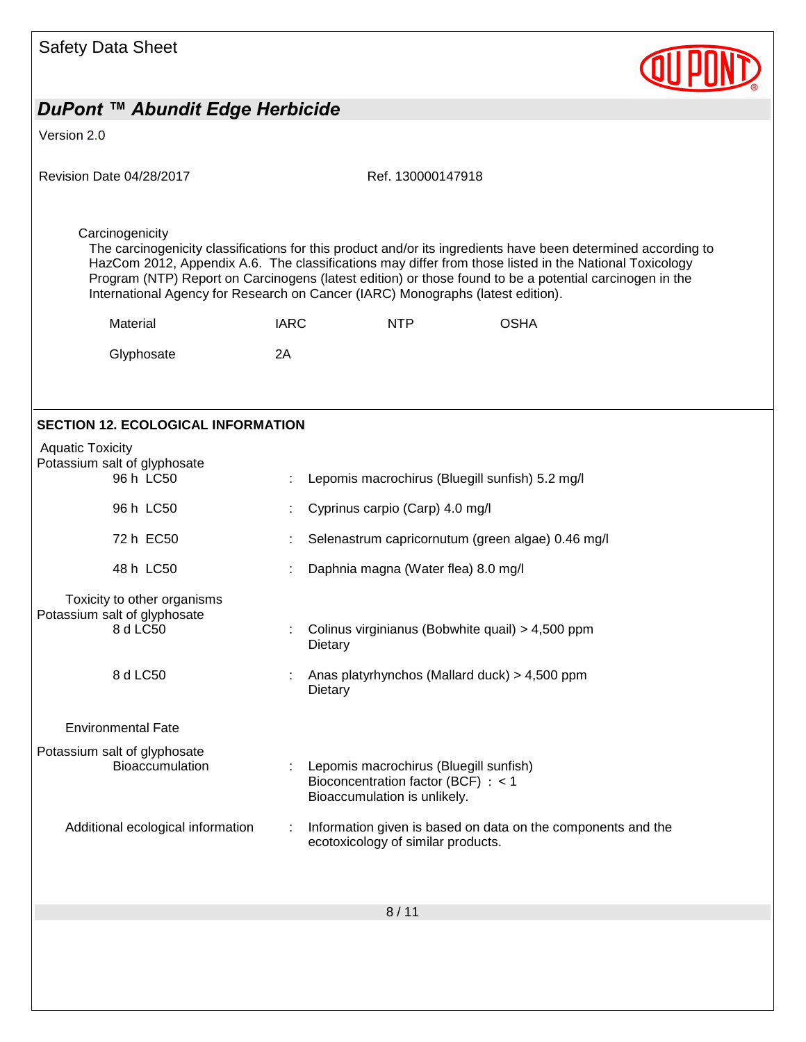Carcinogenicity

The carcinogenicity classifications for this product and/or its ingredients have been determined according to HazCom 2012, Appendix A.6. The classifications may differ from those listed in the National Toxicology Program (NTP) Report on Carcinogens (latest edition) or those found to be a potential carcinogen in the International Agency for Research on Cancer (IARC) Monographs (latest edition).

| Material | IARC | NTP | OSHA |
|---|---|---|---|
| Glyphosate | 2A | | |

## SECTION 12. ECOLOGICAL INFORMATION

Aquatic Toxicity

Potassium salt of glyphosate

| | | |
|---|---|---|
| 96 h LC50 | : | Lepomis macrochirus (Bluegill sunfish) 5.2 mg/l |
| 96 h LC50 | : | Cyprinus carpio (Carp) 4.0 mg/l |
| 72 h EC50 | : | Selenastrum capricornutum (green algae) 0.46 mg/l |
| 48 h LC50 | : | Daphnia magna (Water flea) 8.0 mg/l |

Toxicity to other organisms

Potassium salt of glyphosate

| | | |
|---|---|---|
| 8 d LC50 | : | Colinus virginianus (Bobwhite quail) > 4,500 ppm Dietary |
| 8 d LC50 | : | Anas platyrhynchos (Mallard duck) > 4,500 ppm Dietary |

Environmental Fate

Potassium salt of glyphosate

| | | |
|---|---|---|
| Bioaccumulation | : | Lepomis macrochirus (Bluegill sunfish) Bioconcentration factor (BCF) : < 1 Bioaccumulation is unlikely. |

| | | |
|---|---|---|
| Additional ecological information | : | Information given is based on data on the components and the ecotoxicology of similar products. |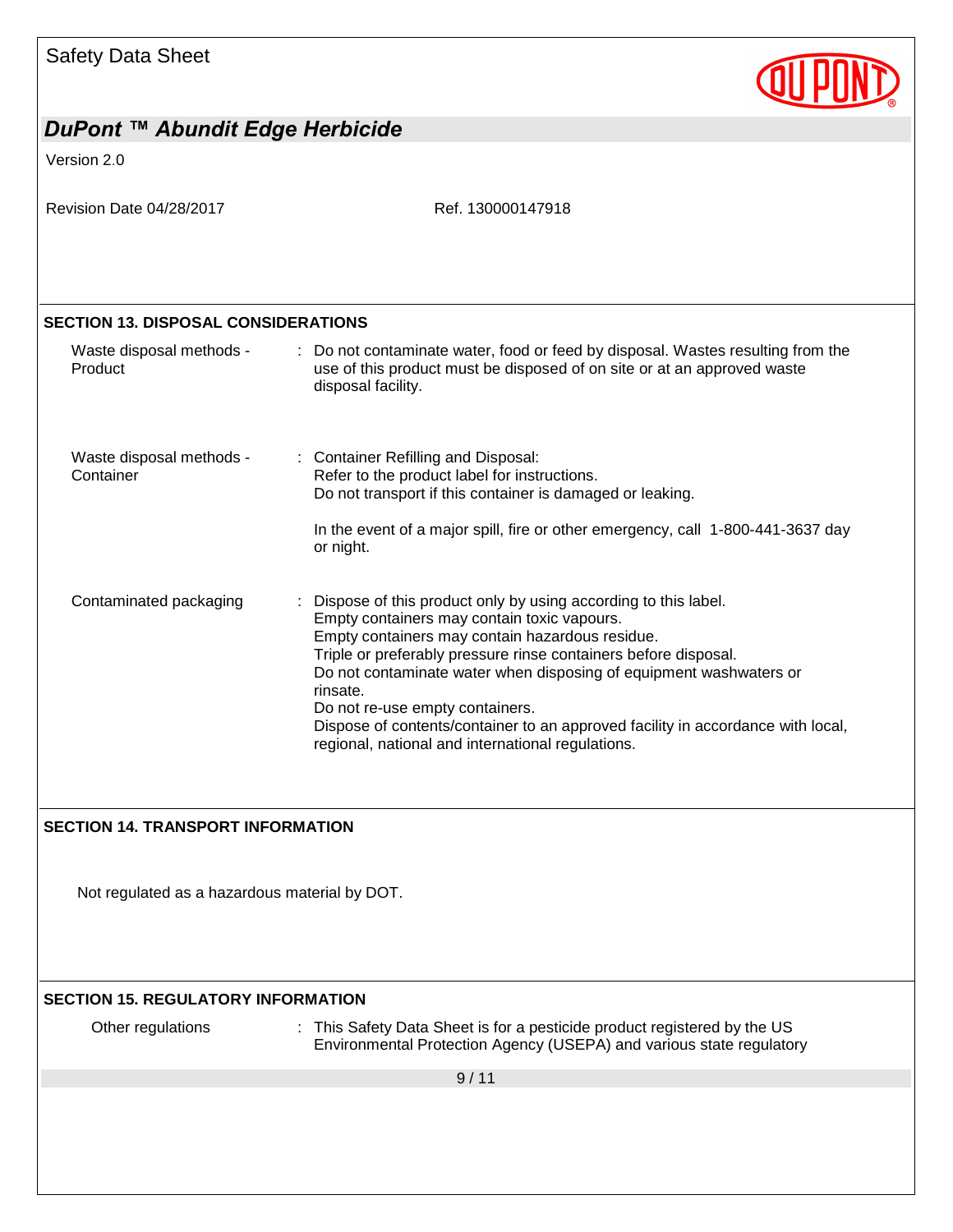## SECTION 13. DISPOSAL CONSIDERATIONS

| | |
|---|---|
| Waste disposal methods - Product | : Do not contaminate water, food or feed by disposal. Wastes resulting from the use of this product must be disposed of on site or at an approved waste disposal facility. |
| Waste disposal methods - Container | : Container Refilling and Disposal:<br>Refer to the product label for instructions.<br>Do not transport if this container is damaged or leaking.<br><br>In the event of a major spill, fire or other emergency, call 1-800-441-3637 day or night. |
| Contaminated packaging | : Dispose of this product only by using according to this label.<br>Empty containers may contain toxic vapours.<br>Empty containers may contain hazardous residue.<br>Triple or preferably pressure rinse containers before disposal.<br>Do not contaminate water when disposing of equipment washwaters or rinsate.<br>Do not re-use empty containers.<br>Dispose of contents/container to an approved facility in accordance with local, regional, national and international regulations. |

## SECTION 14. TRANSPORT INFORMATION

Not regulated as a hazardous material by DOT.

## SECTION 15. REGULATORY INFORMATION

| | |
|---|---|
| Other regulations | : This Safety Data Sheet is for a pesticide product registered by the US Environmental Protection Agency (USEPA) and various state regulatory |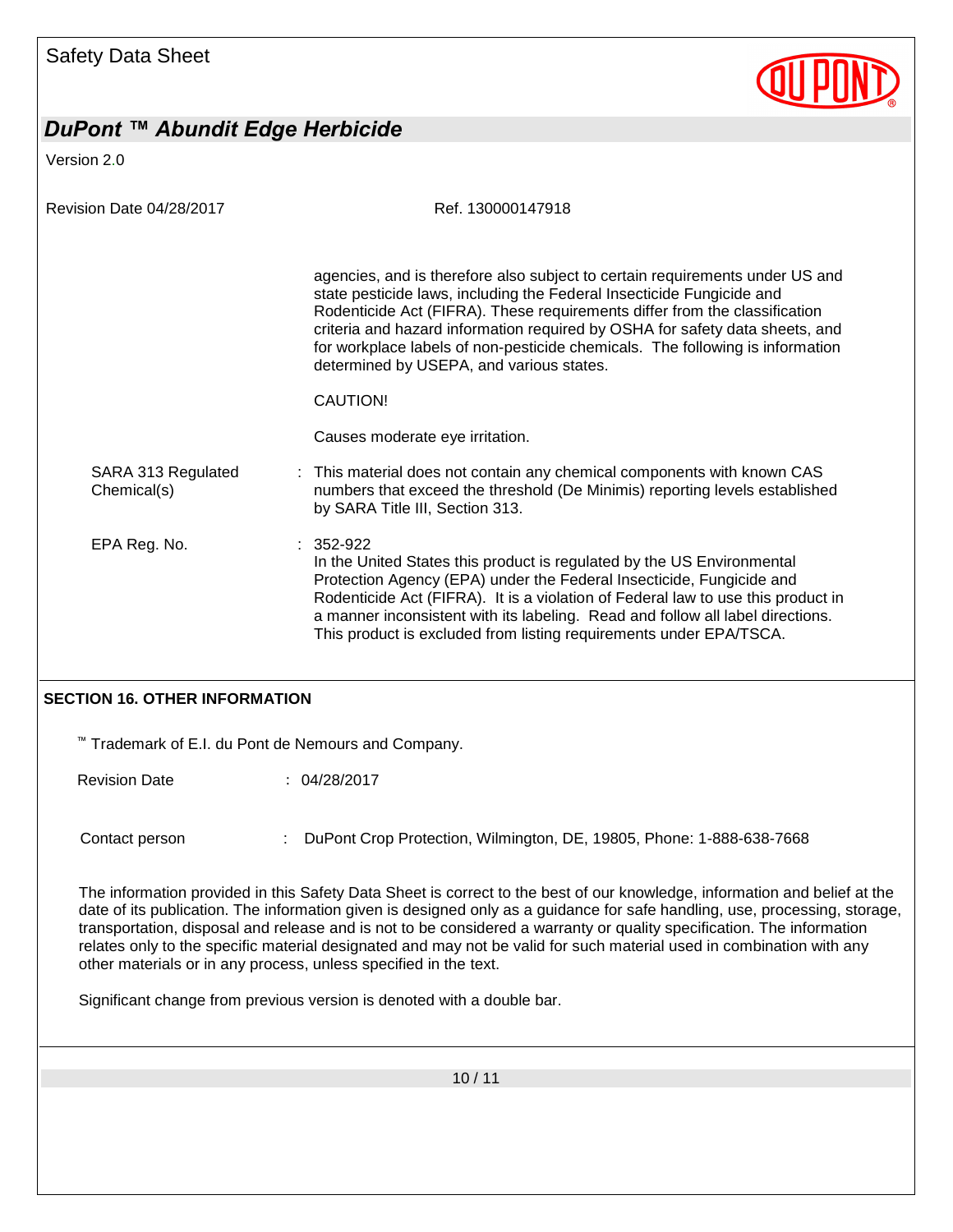agencies, and is therefore also subject to certain requirements under US and state pesticide laws, including the Federal Insecticide Fungicide and Rodenticide Act (FIFRA). These requirements differ from the classification criteria and hazard information required by OSHA for safety data sheets, and for workplace labels of non-pesticide chemicals. The following is information determined by USEPA, and various states.

CAUTION!

Causes moderate eye irritation.

SARA 313 Regulated Chemical(s) : This material does not contain any chemical components with known CAS numbers that exceed the threshold (De Minimis) reporting levels established by SARA Title III, Section 313.

EPA Reg. No. : 352-922
In the United States this product is regulated by the US Environmental Protection Agency (EPA) under the Federal Insecticide, Fungicide and Rodenticide Act (FIFRA). It is a violation of Federal law to use this product in a manner inconsistent with its labeling. Read and follow all label directions. This product is excluded from listing requirements under EPA/TSCA.

## SECTION 16. OTHER INFORMATION

™ Trademark of E.I. du Pont de Nemours and Company.

Revision Date : 04/28/2017

Contact person : DuPont Crop Protection, Wilmington, DE, 19805, Phone: 1-888-638-7668

The information provided in this Safety Data Sheet is correct to the best of our knowledge, information and belief at the date of its publication. The information given is designed only as a guidance for safe handling, use, processing, storage, transportation, disposal and release and is not to be considered a warranty or quality specification. The information relates only to the specific material designated and may not be valid for such material used in combination with any other materials or in any process, unless specified in the text.

Significant change from previous version is denoted with a double bar.